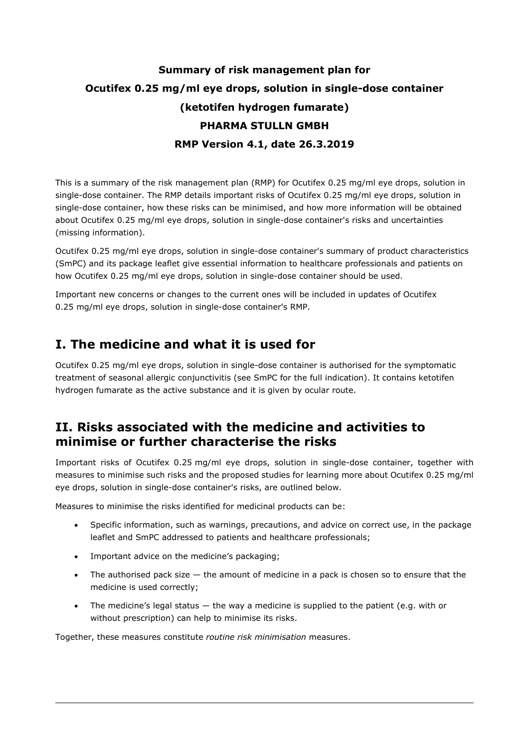**Summary of risk management plan for**

**Ocutifex 0.25 mg/ml eye drops, solution in single-dose container**

**(ketotifen hydrogen fumarate)**

**PHARMA STULLN GMBH**

**RMP Version 4.1, date 26.3.2019**

This is a summary of the risk management plan (RMP) for Ocutifex 0.25 mg/ml eye drops, solution in single-dose container. The RMP details important risks of Ocutifex 0.25 mg/ml eye drops, solution in single-dose container, how these risks can be minimised, and how more information will be obtained about Ocutifex 0.25 mg/ml eye drops, solution in single-dose container's risks and uncertainties (missing information).

Ocutifex 0.25 mg/ml eye drops, solution in single-dose container's summary of product characteristics (SmPC) and its package leaflet give essential information to healthcare professionals and patients on how Ocutifex 0.25 mg/ml eye drops, solution in single-dose container should be used.

Important new concerns or changes to the current ones will be included in updates of Ocutifex 0.25 mg/ml eye drops, solution in single-dose container's RMP.

## I. The medicine and what it is used for

Ocutifex 0.25 mg/ml eye drops, solution in single-dose container is authorised for the symptomatic treatment of seasonal allergic conjunctivitis (see SmPC for the full indication). It contains ketotifen hydrogen fumarate as the active substance and it is given by ocular route.

## II. Risks associated with the medicine and activities to minimise or further characterise the risks

Important risks of Ocutifex 0.25 mg/ml eye drops, solution in single-dose container, together with measures to minimise such risks and the proposed studies for learning more about Ocutifex 0.25 mg/ml eye drops, solution in single-dose container's risks, are outlined below.

Measures to minimise the risks identified for medicinal products can be:

- Specific information, such as warnings, precautions, and advice on correct use, in the package leaflet and SmPC addressed to patients and healthcare professionals;
- Important advice on the medicine's packaging;
- The authorised pack size — the amount of medicine in a pack is chosen so to ensure that the medicine is used correctly;
- The medicine's legal status — the way a medicine is supplied to the patient (e.g. with or without prescription) can help to minimise its risks.

Together, these measures constitute *routine risk minimisation* measures.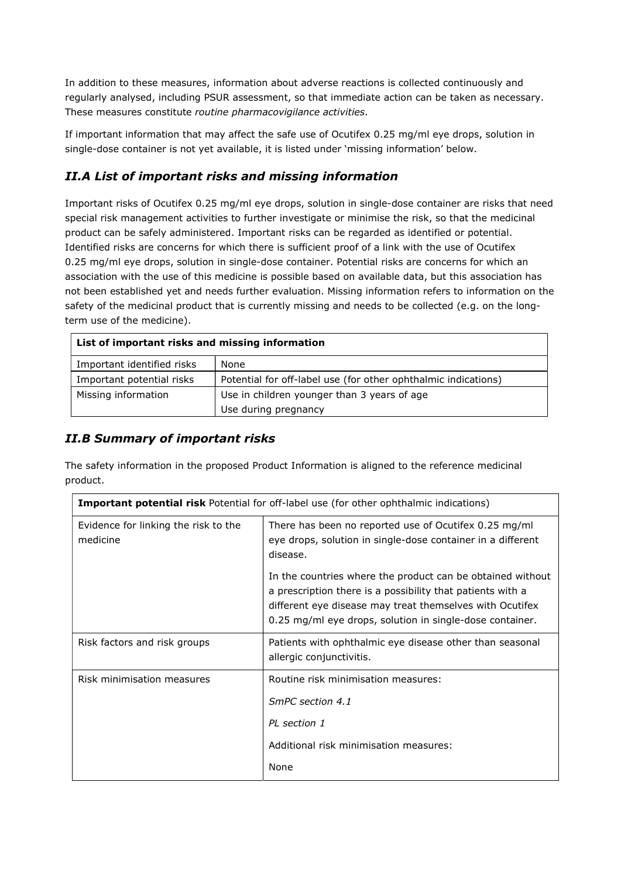In addition to these measures, information about adverse reactions is collected continuously and regularly analysed, including PSUR assessment, so that immediate action can be taken as necessary. These measures constitute *routine pharmacovigilance activities*.

If important information that may affect the safe use of Ocutifex 0.25 mg/ml eye drops, solution in single-dose container is not yet available, it is listed under 'missing information' below.

## *II.A List of important risks and missing information*

Important risks of Ocutifex 0.25 mg/ml eye drops, solution in single-dose container are risks that need special risk management activities to further investigate or minimise the risk, so that the medicinal product can be safely administered. Important risks can be regarded as identified or potential. Identified risks are concerns for which there is sufficient proof of a link with the use of Ocutifex 0.25 mg/ml eye drops, solution in single-dose container. Potential risks are concerns for which an association with the use of this medicine is possible based on available data, but this association has not been established yet and needs further evaluation. Missing information refers to information on the safety of the medicinal product that is currently missing and needs to be collected (e.g. on the long-term use of the medicine).

| **List of important risks and missing information** | |
|---|---|
| Important identified risks | None |
| Important potential risks | Potential for off-label use (for other ophthalmic indications) |
| Missing information | Use in children younger than 3 years of age<br>Use during pregnancy |

## *II.B Summary of important risks*

The safety information in the proposed Product Information is aligned to the reference medicinal product.

| **Important potential risk** Potential for off-label use (for other ophthalmic indications) | |
|---|---|
| Evidence for linking the risk to the medicine | There has been no reported use of Ocutifex 0.25 mg/ml eye drops, solution in single-dose container in a different disease.<br><br>In the countries where the product can be obtained without a prescription there is a possibility that patients with a different eye disease may treat themselves with Ocutifex 0.25 mg/ml eye drops, solution in single-dose container. |
| Risk factors and risk groups | Patients with ophthalmic eye disease other than seasonal allergic conjunctivitis. |
| Risk minimisation measures | Routine risk minimisation measures:<br><br>*SmPC section 4.1*<br><br>*PL section 1*<br><br>Additional risk minimisation measures:<br><br>None |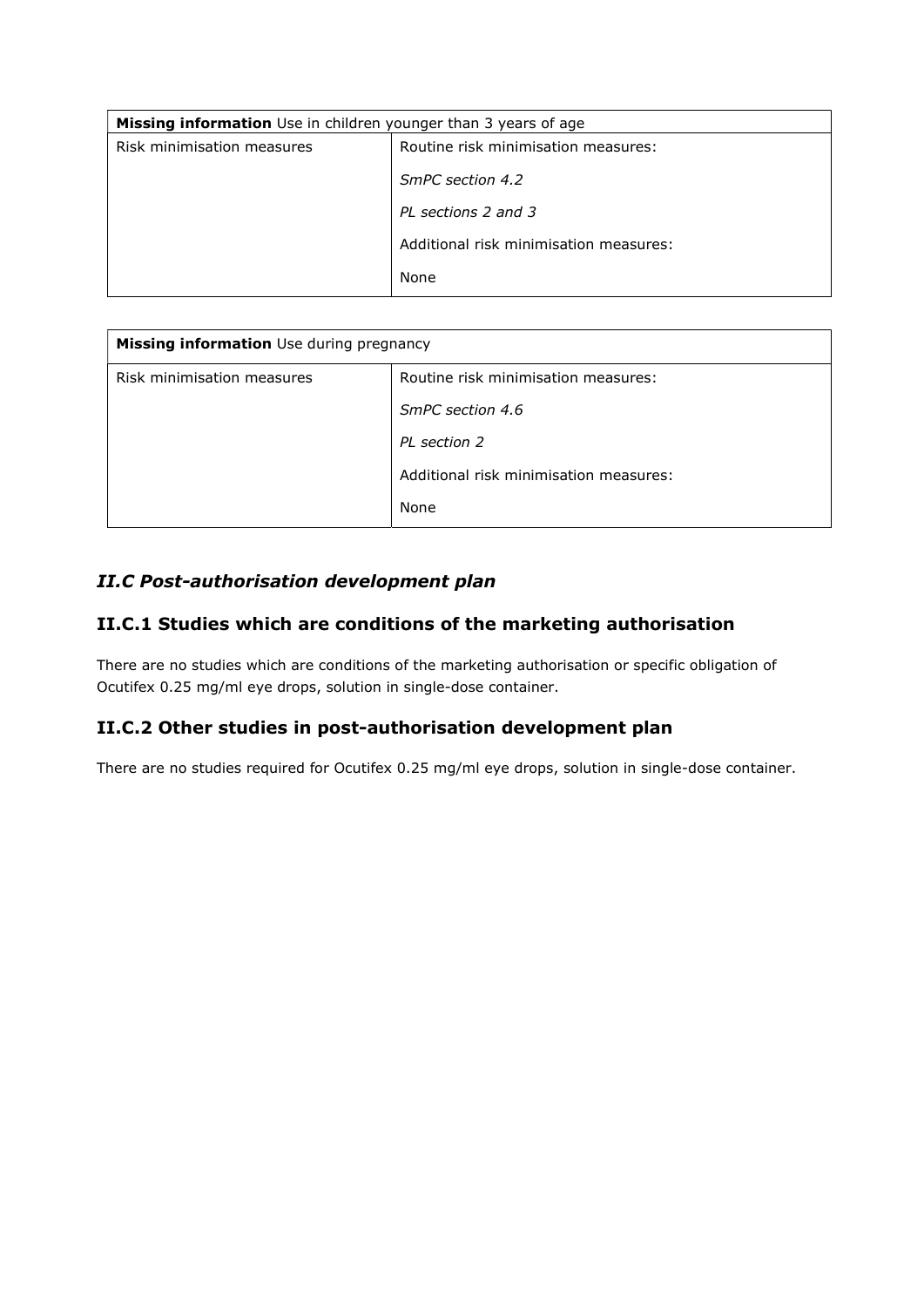| **Missing information** Use in children younger than 3 years of age | |
|---|---|
| Risk minimisation measures | Routine risk minimisation measures:<br>*SmPC section 4.2*<br>*PL sections 2 and 3*<br>Additional risk minimisation measures:<br>None |

| **Missing information** Use during pregnancy | |
|---|---|
| Risk minimisation measures | Routine risk minimisation measures:<br>*SmPC section 4.6*<br>*PL section 2*<br>Additional risk minimisation measures:<br>None |

## *II.C Post-authorisation development plan*

### II.C.1 Studies which are conditions of the marketing authorisation

There are no studies which are conditions of the marketing authorisation or specific obligation of Ocutifex 0.25 mg/ml eye drops, solution in single-dose container.

### II.C.2 Other studies in post-authorisation development plan

There are no studies required for Ocutifex 0.25 mg/ml eye drops, solution in single-dose container.